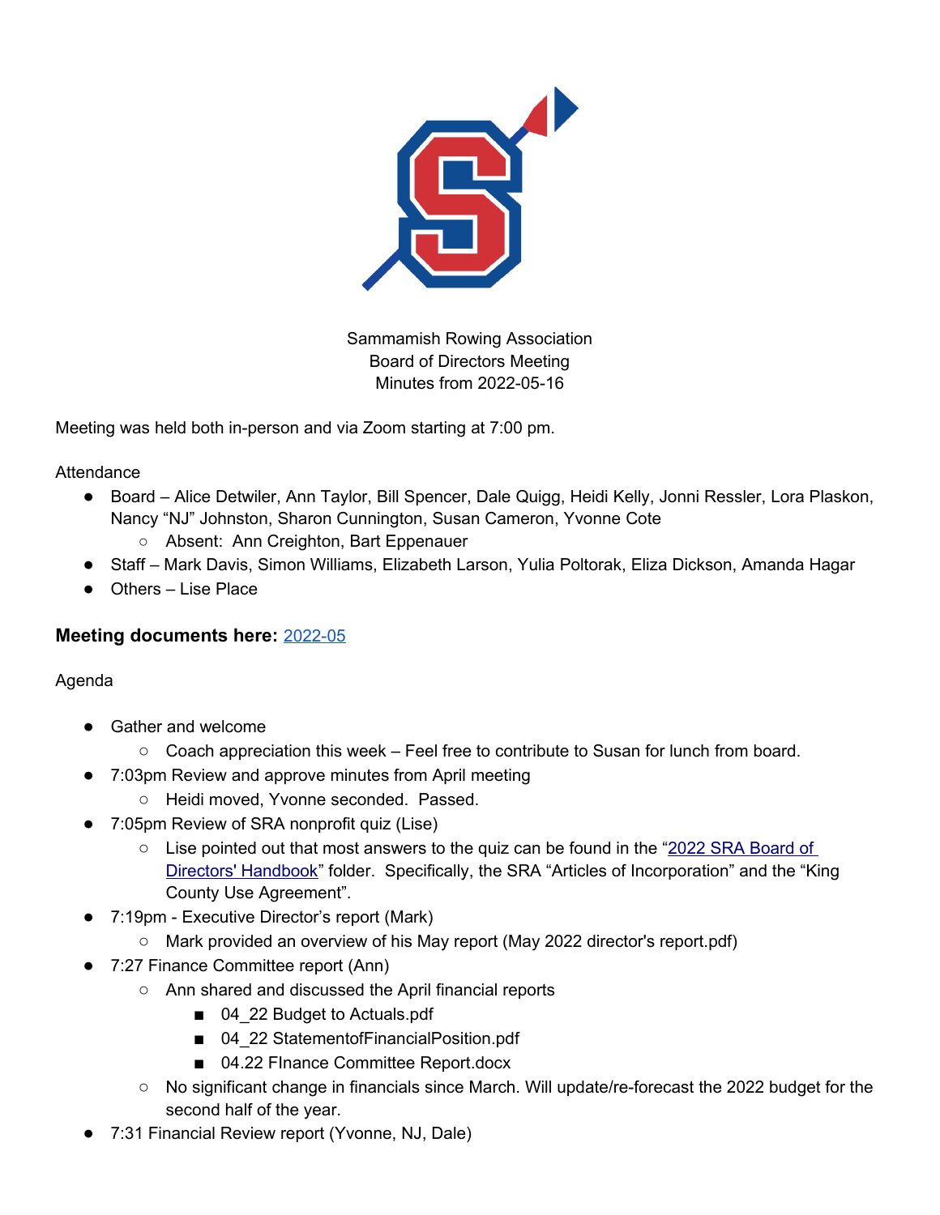Sammamish Rowing Association
Board of Directors Meeting
Minutes from 2022-05-16

Meeting was held both in-person and via Zoom starting at 7:00 pm.

Attendance

- Board – Alice Detwiler, Ann Taylor, Bill Spencer, Dale Quigg, Heidi Kelly, Jonni Ressler, Lora Plaskon, Nancy "NJ" Johnston, Sharon Cunnington, Susan Cameron, Yvonne Cote
    - Absent: Ann Creighton, Bart Eppenauer
- Staff – Mark Davis, Simon Williams, Elizabeth Larson, Yulia Poltorak, Eliza Dickson, Amanda Hagar
- Others – Lise Place

**Meeting documents here:** 2022-05

Agenda

- Gather and welcome
    - Coach appreciation this week – Feel free to contribute to Susan for lunch from board.
- 7:03pm Review and approve minutes from April meeting
    - Heidi moved, Yvonne seconded. Passed.
- 7:05pm Review of SRA nonprofit quiz (Lise)
    - Lise pointed out that most answers to the quiz can be found in the "2022 SRA Board of Directors' Handbook" folder. Specifically, the SRA "Articles of Incorporation" and the "King County Use Agreement".
- 7:19pm - Executive Director's report (Mark)
    - Mark provided an overview of his May report (May 2022 director's report.pdf)
- 7:27 Finance Committee report (Ann)
    - Ann shared and discussed the April financial reports
        - 04_22 Budget to Actuals.pdf
        - 04_22 StatementofFinancialPosition.pdf
        - 04.22 FInance Committee Report.docx
    - No significant change in financials since March. Will update/re-forecast the 2022 budget for the second half of the year.
- 7:31 Financial Review report (Yvonne, NJ, Dale)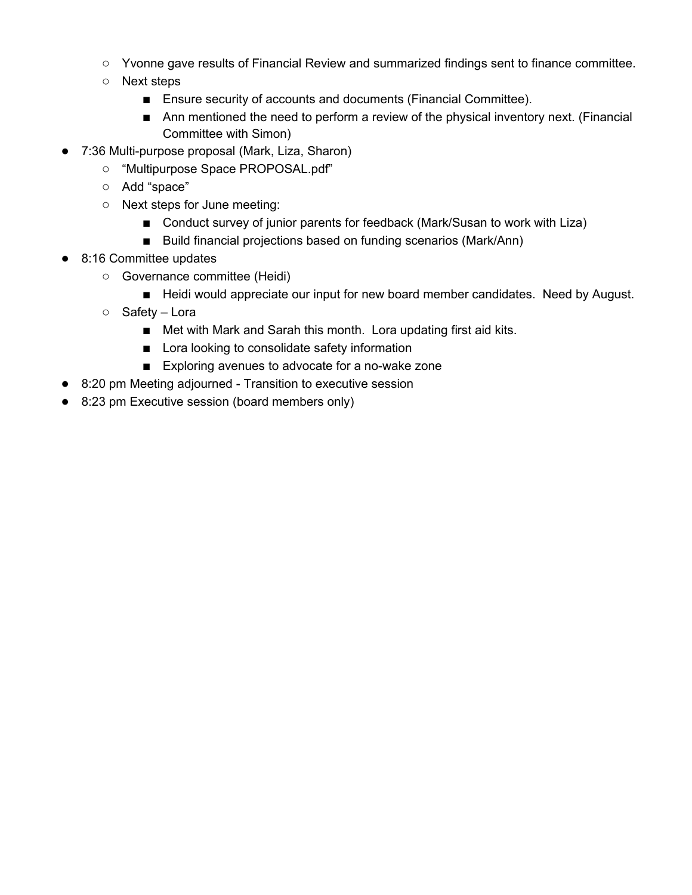- Yvonne gave results of Financial Review and summarized findings sent to finance committee.
- Next steps
  - Ensure security of accounts and documents (Financial Committee).
  - Ann mentioned the need to perform a review of the physical inventory next. (Financial Committee with Simon)

- 7:36 Multi-purpose proposal (Mark, Liza, Sharon)
  - "Multipurpose Space PROPOSAL.pdf"
  - Add "space"
  - Next steps for June meeting:
    - Conduct survey of junior parents for feedback (Mark/Susan to work with Liza)
    - Build financial projections based on funding scenarios (Mark/Ann)
- 8:16 Committee updates
  - Governance committee (Heidi)
    - Heidi would appreciate our input for new board member candidates. Need by August.
  - Safety – Lora
    - Met with Mark and Sarah this month. Lora updating first aid kits.
    - Lora looking to consolidate safety information
    - Exploring avenues to advocate for a no-wake zone
- 8:20 pm Meeting adjourned - Transition to executive session
- 8:23 pm Executive session (board members only)